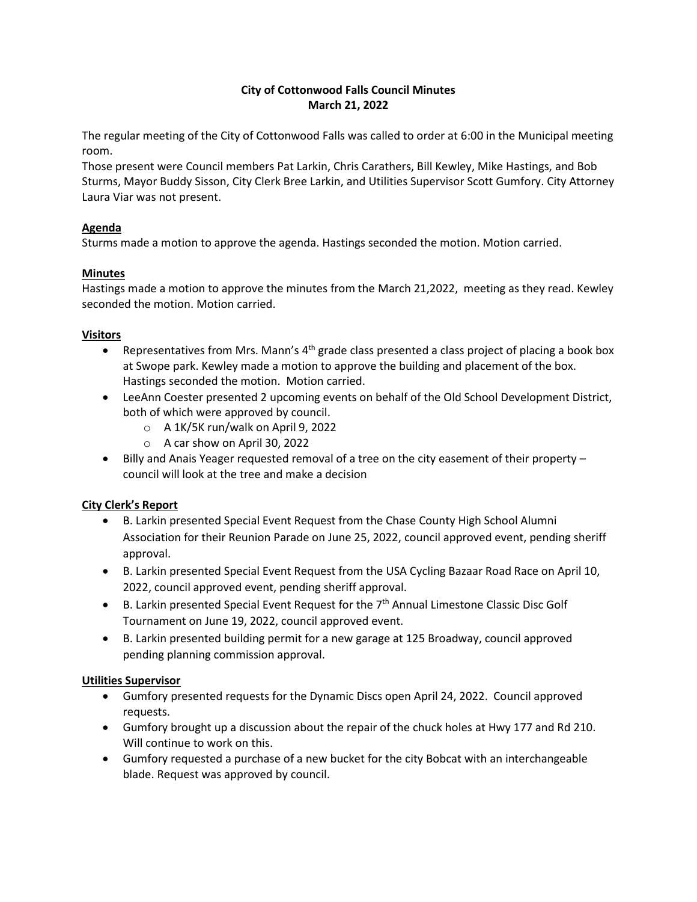**City of Cottonwood Falls Council Minutes**
**March 21, 2022**

The regular meeting of the City of Cottonwood Falls was called to order at 6:00 in the Municipal meeting room.
Those present were Council members Pat Larkin, Chris Carathers, Bill Kewley, Mike Hastings, and Bob Sturms, Mayor Buddy Sisson, City Clerk Bree Larkin, and Utilities Supervisor Scott Gumfory. City Attorney Laura Viar was not present.

**Agenda**
Sturms made a motion to approve the agenda. Hastings seconded the motion. Motion carried.

**Minutes**
Hastings made a motion to approve the minutes from the March 21,2022, meeting as they read. Kewley seconded the motion. Motion carried.

**Visitors**

- Representatives from Mrs. Mann's 4th grade class presented a class project of placing a book box at Swope park. Kewley made a motion to approve the building and placement of the box. Hastings seconded the motion. Motion carried.
- LeeAnn Coester presented 2 upcoming events on behalf of the Old School Development District, both of which were approved by council.
  - A 1K/5K run/walk on April 9, 2022
  - A car show on April 30, 2022
- Billy and Anais Yeager requested removal of a tree on the city easement of their property – council will look at the tree and make a decision

**City Clerk's Report**

- B. Larkin presented Special Event Request from the Chase County High School Alumni Association for their Reunion Parade on June 25, 2022, council approved event, pending sheriff approval.
- B. Larkin presented Special Event Request from the USA Cycling Bazaar Road Race on April 10, 2022, council approved event, pending sheriff approval.
- B. Larkin presented Special Event Request for the 7th Annual Limestone Classic Disc Golf Tournament on June 19, 2022, council approved event.
- B. Larkin presented building permit for a new garage at 125 Broadway, council approved pending planning commission approval.

**Utilities Supervisor**

- Gumfory presented requests for the Dynamic Discs open April 24, 2022. Council approved requests.
- Gumfory brought up a discussion about the repair of the chuck holes at Hwy 177 and Rd 210. Will continue to work on this.
- Gumfory requested a purchase of a new bucket for the city Bobcat with an interchangeable blade. Request was approved by council.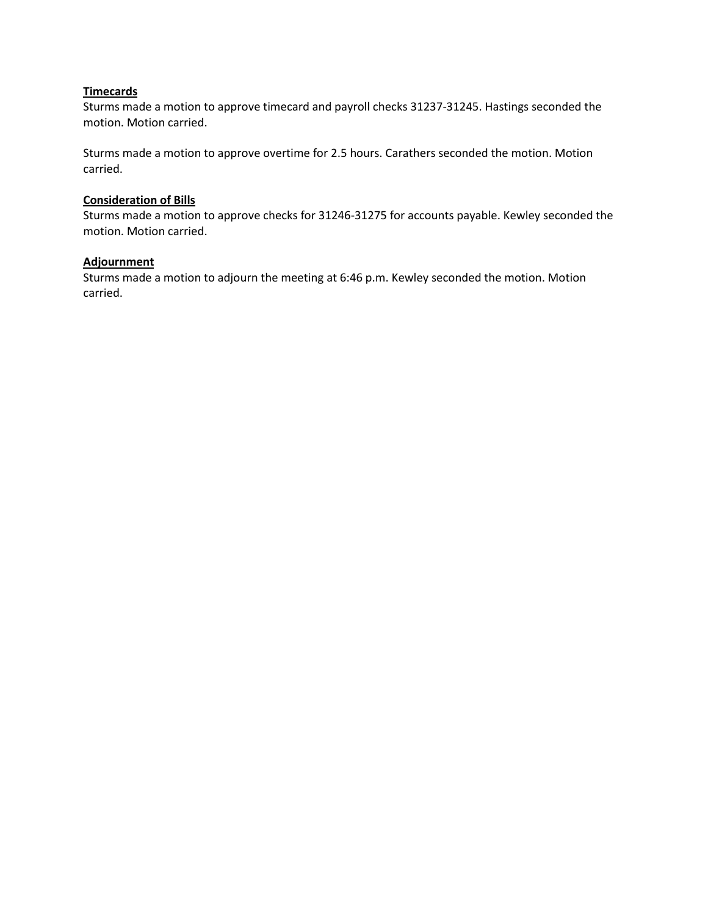**Timecards**

Sturms made a motion to approve timecard and payroll checks 31237-31245. Hastings seconded the motion. Motion carried.

Sturms made a motion to approve overtime for 2.5 hours. Carathers seconded the motion. Motion carried.

**Consideration of Bills**

Sturms made a motion to approve checks for 31246-31275 for accounts payable. Kewley seconded the motion. Motion carried.

**Adjournment**

Sturms made a motion to adjourn the meeting at 6:46 p.m. Kewley seconded the motion. Motion carried.